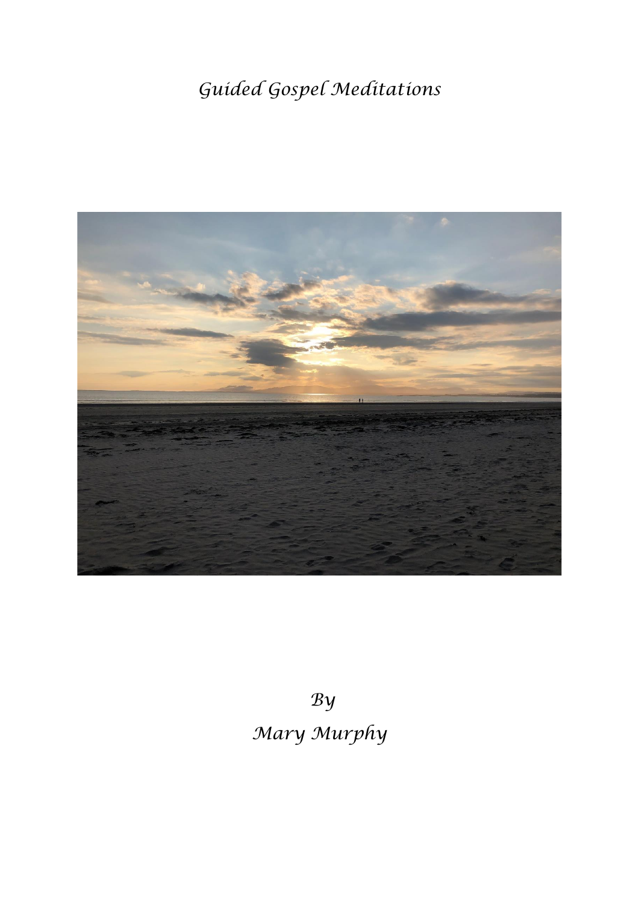# *Guided Gospel Meditations*

*By*

*Mary Murphy*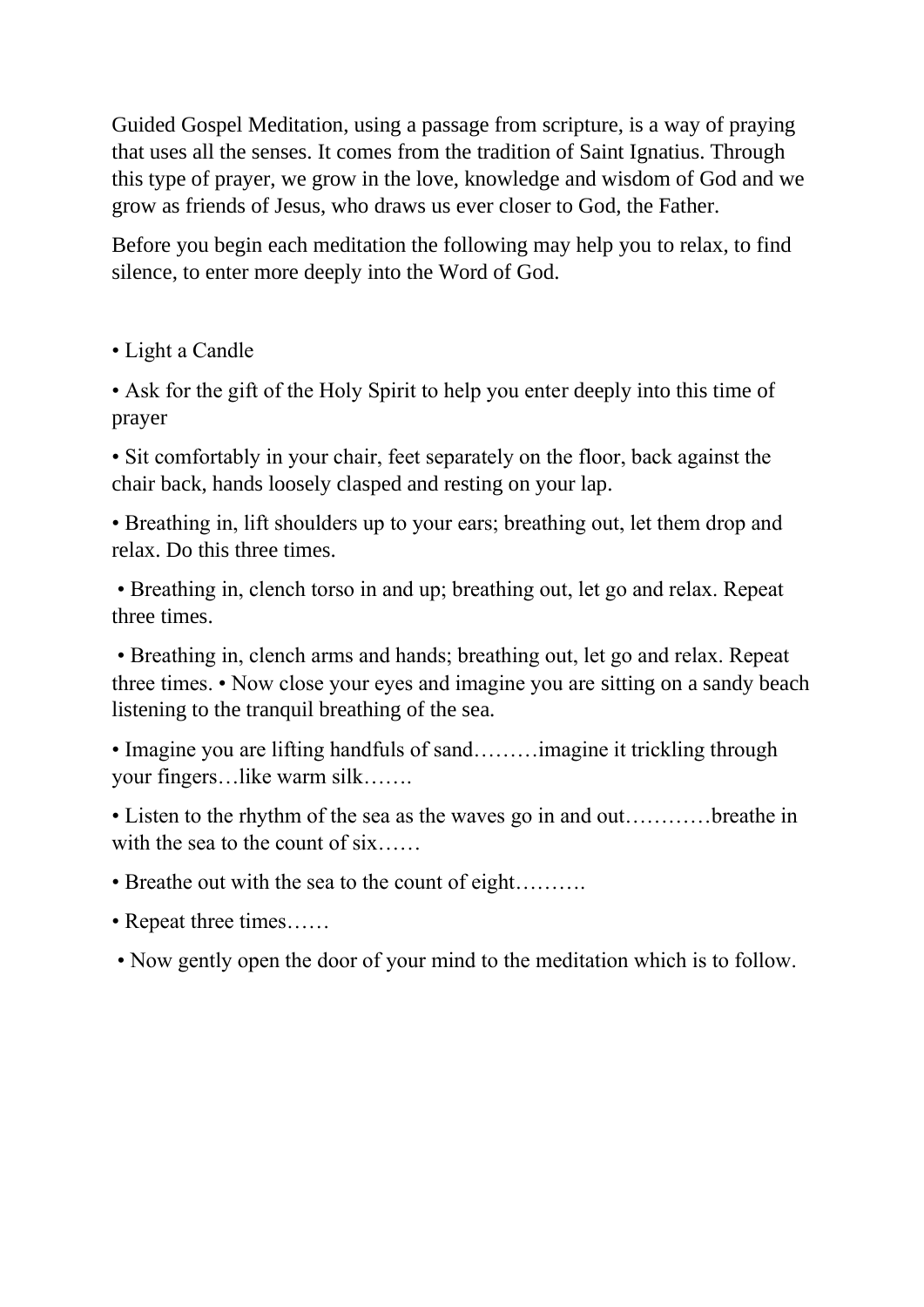Guided Gospel Meditation, using a passage from scripture, is a way of praying that uses all the senses. It comes from the tradition of Saint Ignatius. Through this type of prayer, we grow in the love, knowledge and wisdom of God and we grow as friends of Jesus, who draws us ever closer to God, the Father.

Before you begin each meditation the following may help you to relax, to find silence, to enter more deeply into the Word of God.

• Light a Candle

• Ask for the gift of the Holy Spirit to help you enter deeply into this time of prayer

• Sit comfortably in your chair, feet separately on the floor, back against the chair back, hands loosely clasped and resting on your lap.

• Breathing in, lift shoulders up to your ears; breathing out, let them drop and relax. Do this three times.

• Breathing in, clench torso in and up; breathing out, let go and relax. Repeat three times.

• Breathing in, clench arms and hands; breathing out, let go and relax. Repeat three times. • Now close your eyes and imagine you are sitting on a sandy beach listening to the tranquil breathing of the sea.

• Imagine you are lifting handfuls of sand………imagine it trickling through your fingers…like warm silk…….

• Listen to the rhythm of the sea as the waves go in and out…………breathe in with the sea to the count of six……

• Breathe out with the sea to the count of eight……….

• Repeat three times……

• Now gently open the door of your mind to the meditation which is to follow.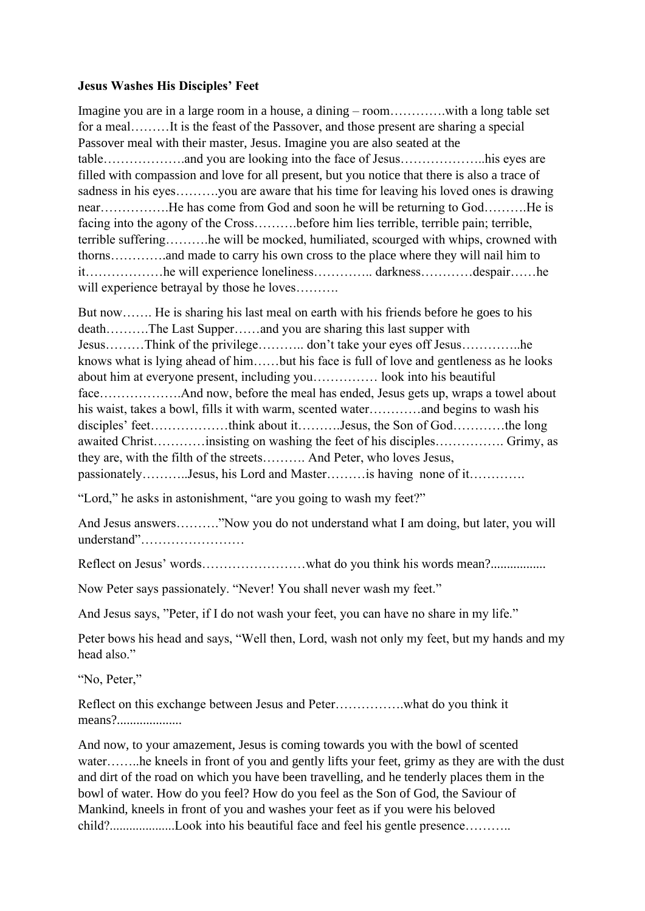**Jesus Washes His Disciples' Feet**

Imagine you are in a large room in a house, a dining – room………….with a long table set for a meal………It is the feast of the Passover, and those present are sharing a special Passover meal with their master, Jesus. Imagine you are also seated at the table……………….and you are looking into the face of Jesus………………..his eyes are filled with compassion and love for all present, but you notice that there is also a trace of sadness in his eyes……….you are aware that his time for leaving his loved ones is drawing near…………….He has come from God and soon he will be returning to God……….He is facing into the agony of the Cross……….before him lies terrible, terrible pain; terrible, terrible suffering……….he will be mocked, humiliated, scourged with whips, crowned with thorns………….and made to carry his own cross to the place where they will nail him to it………………he will experience loneliness………….. darkness…………despair……he will experience betrayal by those he loves……….

But now……. He is sharing his last meal on earth with his friends before he goes to his death……….The Last Supper……and you are sharing this last supper with Jesus………Think of the privilege……….. don't take your eyes off Jesus…………..he knows what is lying ahead of him……but his face is full of love and gentleness as he looks about him at everyone present, including you…………… look into his beautiful face……………….And now, before the meal has ended, Jesus gets up, wraps a towel about his waist, takes a bowl, fills it with warm, scented water…………and begins to wash his disciples' feet………………think about it……….Jesus, the Son of God…………the long awaited Christ…………insisting on washing the feet of his disciples……………. Grimy, as they are, with the filth of the streets………. And Peter, who loves Jesus, passionately………..Jesus, his Lord and Master………is having none of it………….

"Lord," he asks in astonishment, "are you going to wash my feet?"

And Jesus answers……….”Now you do not understand what I am doing, but later, you will understand"……………………

Reflect on Jesus' words……………………what do you think his words mean?.................

Now Peter says passionately. "Never! You shall never wash my feet."

And Jesus says, "Peter, if I do not wash your feet, you can have no share in my life."

Peter bows his head and says, "Well then, Lord, wash not only my feet, but my hands and my head also."

"No, Peter,"

Reflect on this exchange between Jesus and Peter…………….what do you think it means?...................

And now, to your amazement, Jesus is coming towards you with the bowl of scented water……..he kneels in front of you and gently lifts your feet, grimy as they are with the dust and dirt of the road on which you have been travelling, and he tenderly places them in the bowl of water. How do you feel? How do you feel as the Son of God, the Saviour of Mankind, kneels in front of you and washes your feet as if you were his beloved child?...................Look into his beautiful face and feel his gentle presence………..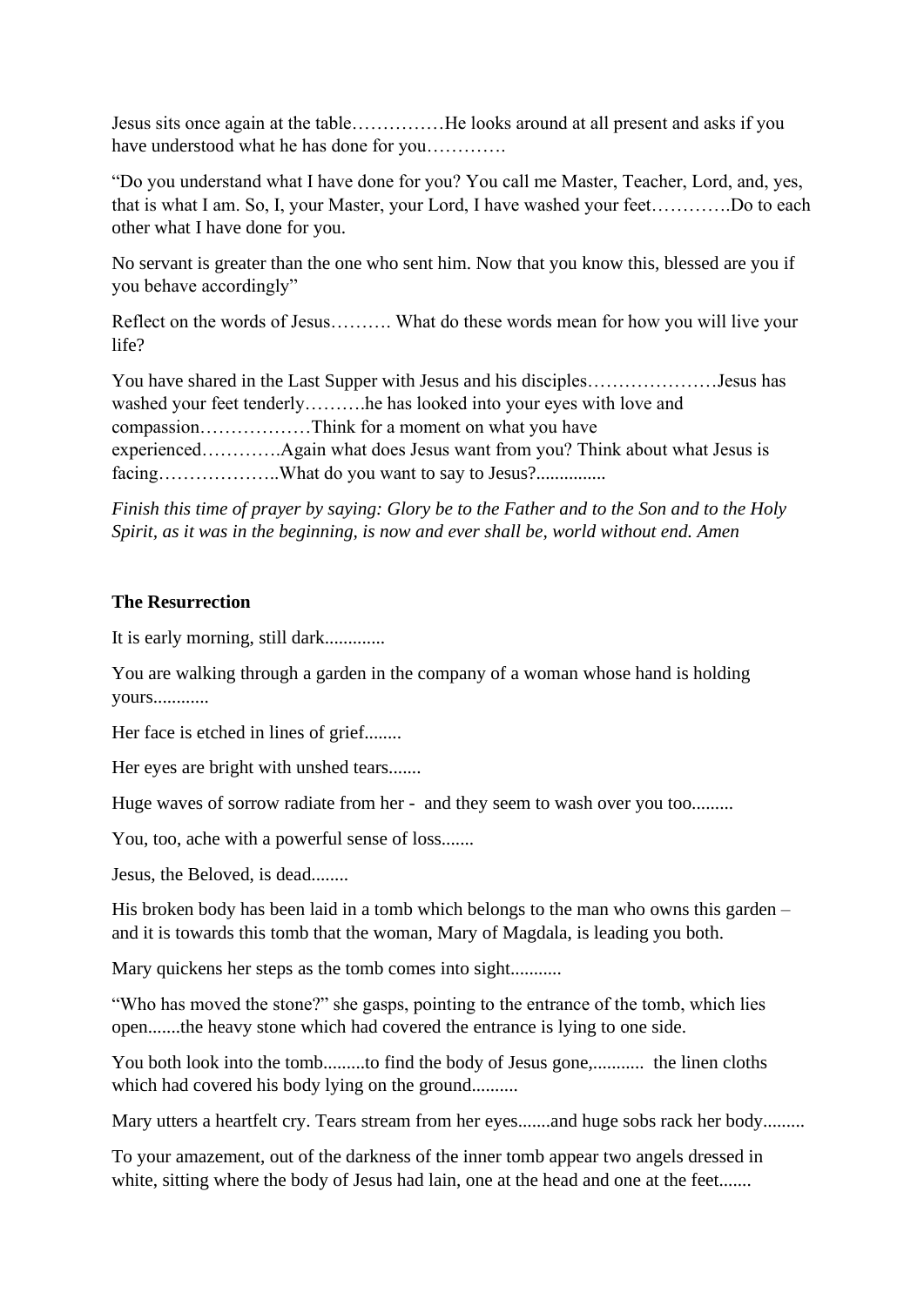Jesus sits once again at the table……………He looks around at all present and asks if you have understood what he has done for you………….

“Do you understand what I have done for you? You call me Master, Teacher, Lord, and, yes, that is what I am. So, I, your Master, your Lord, I have washed your feet………….Do to each other what I have done for you.

No servant is greater than the one who sent him. Now that you know this, blessed are you if you behave accordingly”

Reflect on the words of Jesus………. What do these words mean for how you will live your life?

You have shared in the Last Supper with Jesus and his disciples………………….Jesus has washed your feet tenderly……….he has looked into your eyes with love and compassion………………Think for a moment on what you have experienced………….Again what does Jesus want from you? Think about what Jesus is facing………………..What do you want to say to Jesus?...............

*Finish this time of prayer by saying: Glory be to the Father and to the Son and to the Holy Spirit, as it was in the beginning, is now and ever shall be, world without end. Amen*

**The Resurrection**

It is early morning, still dark.............

You are walking through a garden in the company of a woman whose hand is holding yours............

Her face is etched in lines of grief........

Her eyes are bright with unshed tears.......

Huge waves of sorrow radiate from her - and they seem to wash over you too.........

You, too, ache with a powerful sense of loss.......

Jesus, the Beloved, is dead........

His broken body has been laid in a tomb which belongs to the man who owns this garden – and it is towards this tomb that the woman, Mary of Magdala, is leading you both.

Mary quickens her steps as the tomb comes into sight...........

“Who has moved the stone?” she gasps, pointing to the entrance of the tomb, which lies open.......the heavy stone which had covered the entrance is lying to one side.

You both look into the tomb.........to find the body of Jesus gone,........... the linen cloths which had covered his body lying on the ground..........

Mary utters a heartfelt cry. Tears stream from her eyes.......and huge sobs rack her body.........

To your amazement, out of the darkness of the inner tomb appear two angels dressed in white, sitting where the body of Jesus had lain, one at the head and one at the feet.......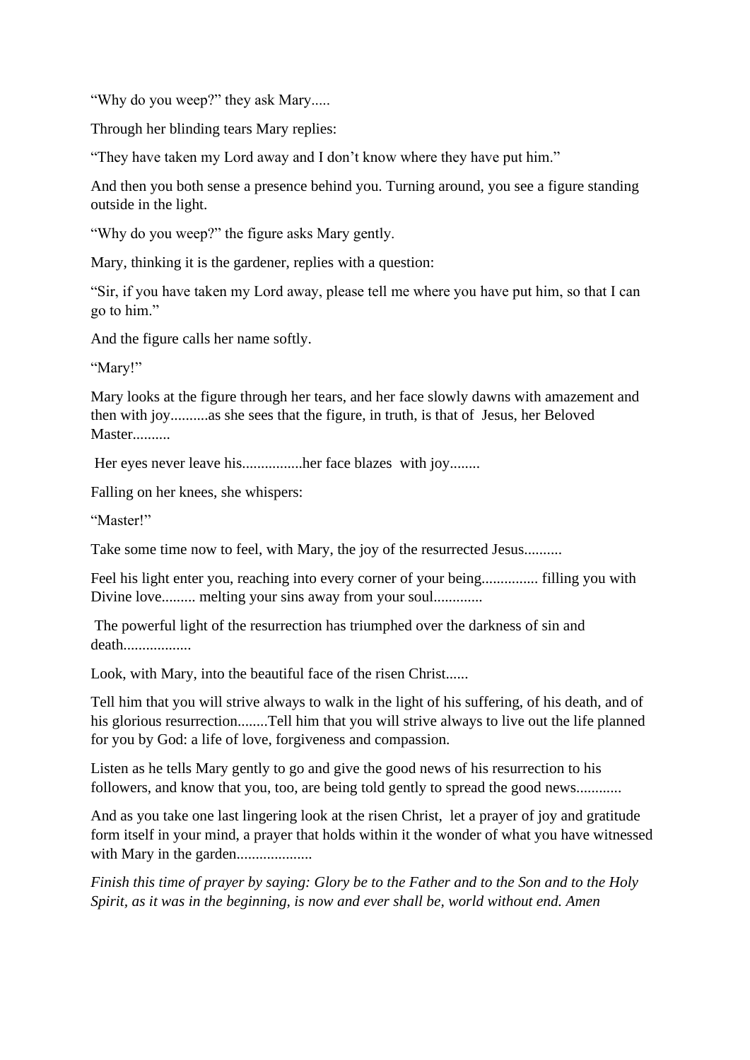“Why do you weep?” they ask Mary.....

Through her blinding tears Mary replies:

“They have taken my Lord away and I don’t know where they have put him.”

And then you both sense a presence behind you. Turning around, you see a figure standing outside in the light.

“Why do you weep?” the figure asks Mary gently.

Mary, thinking it is the gardener, replies with a question:

“Sir, if you have taken my Lord away, please tell me where you have put him, so that I can go to him.”

And the figure calls her name softly.

“Mary!”

Mary looks at the figure through her tears, and her face slowly dawns with amazement and then with joy..........as she sees that the figure, in truth, is that of Jesus, her Beloved Master..........

Her eyes never leave his................her face blazes with joy........

Falling on her knees, she whispers:

“Master!”

Take some time now to feel, with Mary, the joy of the resurrected Jesus..........

Feel his light enter you, reaching into every corner of your being............... filling you with Divine love......... melting your sins away from your soul.............

The powerful light of the resurrection has triumphed over the darkness of sin and death..................

Look, with Mary, into the beautiful face of the risen Christ......

Tell him that you will strive always to walk in the light of his suffering, of his death, and of his glorious resurrection........Tell him that you will strive always to live out the life planned for you by God: a life of love, forgiveness and compassion.

Listen as he tells Mary gently to go and give the good news of his resurrection to his followers, and know that you, too, are being told gently to spread the good news............

And as you take one last lingering look at the risen Christ, let a prayer of joy and gratitude form itself in your mind, a prayer that holds within it the wonder of what you have witnessed with Mary in the garden....................

*Finish this time of prayer by saying: Glory be to the Father and to the Son and to the Holy Spirit, as it was in the beginning, is now and ever shall be, world without end. Amen*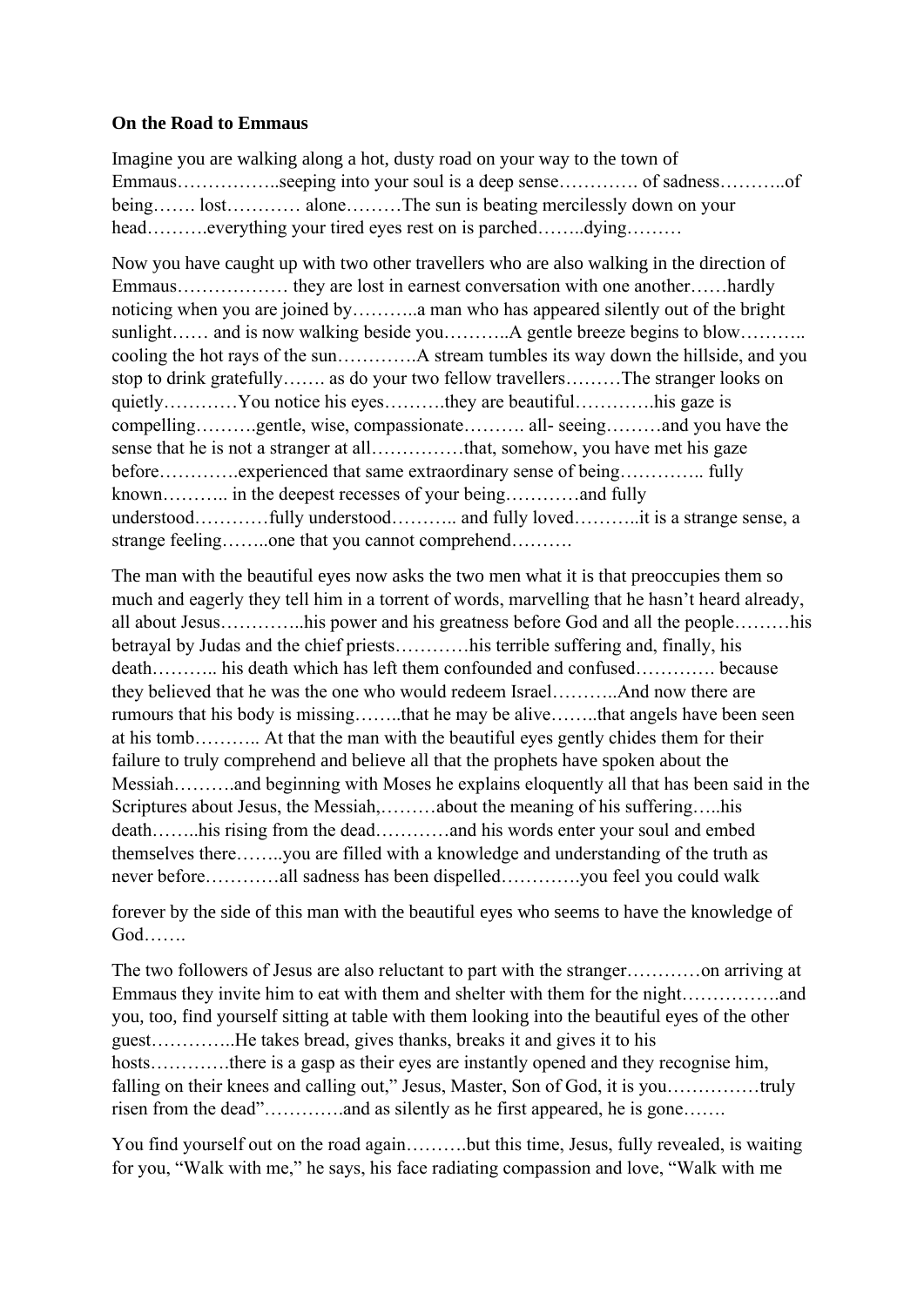**On the Road to Emmaus**

Imagine you are walking along a hot, dusty road on your way to the town of Emmaus……………..seeping into your soul is a deep sense…………. of sadness………..of being……. lost………… alone………The sun is beating mercilessly down on your head……….everything your tired eyes rest on is parched……..dying………

Now you have caught up with two other travellers who are also walking in the direction of Emmaus……………… they are lost in earnest conversation with one another……hardly noticing when you are joined by………..a man who has appeared silently out of the bright sunlight…… and is now walking beside you………..A gentle breeze begins to blow……….. cooling the hot rays of the sun………….A stream tumbles its way down the hillside, and you stop to drink gratefully……. as do your two fellow travellers………The stranger looks on quietly…………You notice his eyes……….they are beautiful………….his gaze is compelling……….gentle, wise, compassionate………. all- seeing………and you have the sense that he is not a stranger at all……………that, somehow, you have met his gaze before………….experienced that same extraordinary sense of being………….. fully known……….. in the deepest recesses of your being…………and fully understood…………fully understood……….. and fully loved………..it is a strange sense, a strange feeling……..one that you cannot comprehend……….

The man with the beautiful eyes now asks the two men what it is that preoccupies them so much and eagerly they tell him in a torrent of words, marvelling that he hasn't heard already, all about Jesus…………..his power and his greatness before God and all the people………his betrayal by Judas and the chief priests…………his terrible suffering and, finally, his death……….. his death which has left them confounded and confused…………. because they believed that he was the one who would redeem Israel………..And now there are rumours that his body is missing……..that he may be alive……..that angels have been seen at his tomb……….. At that the man with the beautiful eyes gently chides them for their failure to truly comprehend and believe all that the prophets have spoken about the Messiah……….and beginning with Moses he explains eloquently all that has been said in the Scriptures about Jesus, the Messiah,………about the meaning of his suffering…..his death……..his rising from the dead…………and his words enter your soul and embed themselves there……..you are filled with a knowledge and understanding of the truth as never before…………all sadness has been dispelled………….you feel you could walk

forever by the side of this man with the beautiful eyes who seems to have the knowledge of God…….

The two followers of Jesus are also reluctant to part with the stranger…………on arriving at Emmaus they invite him to eat with them and shelter with them for the night…………….and you, too, find yourself sitting at table with them looking into the beautiful eyes of the other guest…………..He takes bread, gives thanks, breaks it and gives it to his hosts…………there is a gasp as their eyes are instantly opened and they recognise him, falling on their knees and calling out," Jesus, Master, Son of God, it is you……………truly risen from the dead"………….and as silently as he first appeared, he is gone…….

You find yourself out on the road again……….but this time, Jesus, fully revealed, is waiting for you, "Walk with me," he says, his face radiating compassion and love, "Walk with me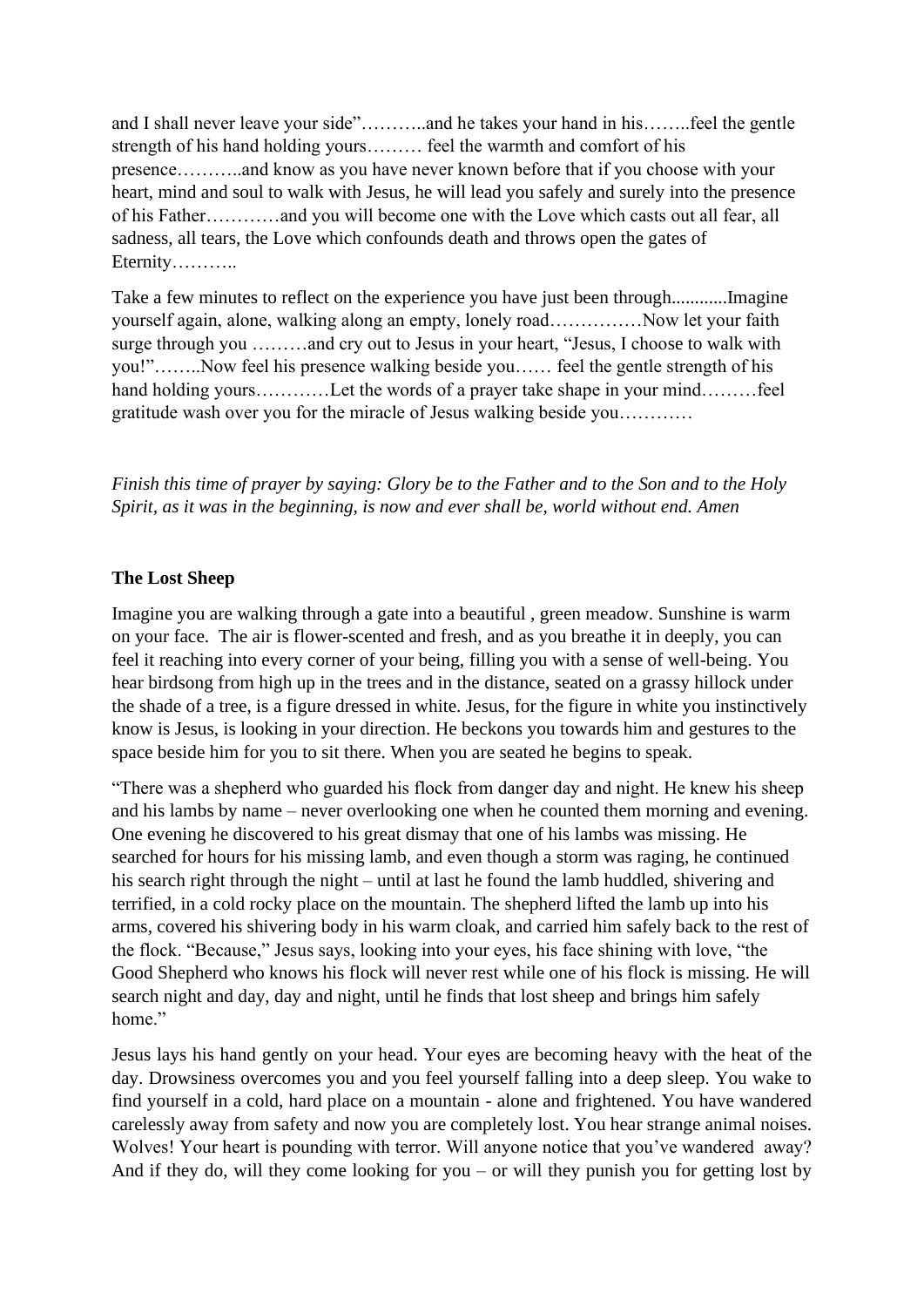and I shall never leave your side”………..and he takes your hand in his……..feel the gentle strength of his hand holding yours……… feel the warmth and comfort of his presence………..and know as you have never known before that if you choose with your heart, mind and soul to walk with Jesus, he will lead you safely and surely into the presence of his Father…………and you will become one with the Love which casts out all fear, all sadness, all tears, the Love which confounds death and throws open the gates of Eternity………..

Take a few minutes to reflect on the experience you have just been through............Imagine yourself again, alone, walking along an empty, lonely road……………Now let your faith surge through you ………and cry out to Jesus in your heart, “Jesus, I choose to walk with you!”……..Now feel his presence walking beside you…… feel the gentle strength of his hand holding yours…………Let the words of a prayer take shape in your mind………feel gratitude wash over you for the miracle of Jesus walking beside you…………

*Finish this time of prayer by saying: Glory be to the Father and to the Son and to the Holy Spirit, as it was in the beginning, is now and ever shall be, world without end. Amen*

**The Lost Sheep**

Imagine you are walking through a gate into a beautiful , green meadow. Sunshine is warm on your face. The air is flower-scented and fresh, and as you breathe it in deeply, you can feel it reaching into every corner of your being, filling you with a sense of well-being. You hear birdsong from high up in the trees and in the distance, seated on a grassy hillock under the shade of a tree, is a figure dressed in white. Jesus, for the figure in white you instinctively know is Jesus, is looking in your direction. He beckons you towards him and gestures to the space beside him for you to sit there. When you are seated he begins to speak.

“There was a shepherd who guarded his flock from danger day and night. He knew his sheep and his lambs by name – never overlooking one when he counted them morning and evening. One evening he discovered to his great dismay that one of his lambs was missing. He searched for hours for his missing lamb, and even though a storm was raging, he continued his search right through the night – until at last he found the lamb huddled, shivering and terrified, in a cold rocky place on the mountain. The shepherd lifted the lamb up into his arms, covered his shivering body in his warm cloak, and carried him safely back to the rest of the flock. “Because,” Jesus says, looking into your eyes, his face shining with love, “the Good Shepherd who knows his flock will never rest while one of his flock is missing. He will search night and day, day and night, until he finds that lost sheep and brings him safely home.”

Jesus lays his hand gently on your head. Your eyes are becoming heavy with the heat of the day. Drowsiness overcomes you and you feel yourself falling into a deep sleep. You wake to find yourself in a cold, hard place on a mountain - alone and frightened. You have wandered carelessly away from safety and now you are completely lost. You hear strange animal noises. Wolves! Your heart is pounding with terror. Will anyone notice that you’ve wandered away? And if they do, will they come looking for you – or will they punish you for getting lost by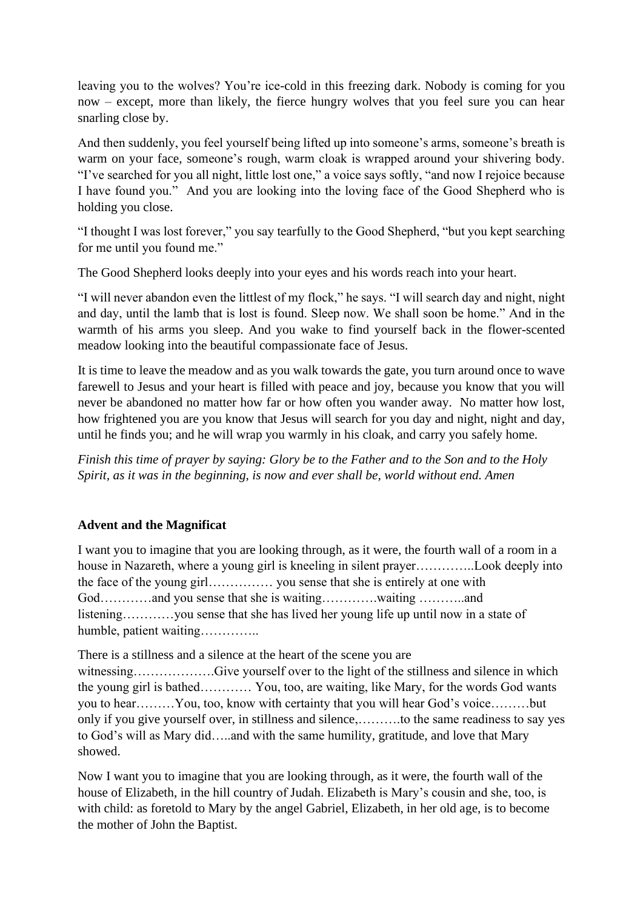leaving you to the wolves? You're ice-cold in this freezing dark. Nobody is coming for you now – except, more than likely, the fierce hungry wolves that you feel sure you can hear snarling close by.

And then suddenly, you feel yourself being lifted up into someone's arms, someone's breath is warm on your face, someone's rough, warm cloak is wrapped around your shivering body. "I've searched for you all night, little lost one," a voice says softly, "and now I rejoice because I have found you." And you are looking into the loving face of the Good Shepherd who is holding you close.

"I thought I was lost forever," you say tearfully to the Good Shepherd, "but you kept searching for me until you found me."

The Good Shepherd looks deeply into your eyes and his words reach into your heart.

"I will never abandon even the littlest of my flock," he says. "I will search day and night, night and day, until the lamb that is lost is found. Sleep now. We shall soon be home." And in the warmth of his arms you sleep. And you wake to find yourself back in the flower-scented meadow looking into the beautiful compassionate face of Jesus.

It is time to leave the meadow and as you walk towards the gate, you turn around once to wave farewell to Jesus and your heart is filled with peace and joy, because you know that you will never be abandoned no matter how far or how often you wander away. No matter how lost, how frightened you are you know that Jesus will search for you day and night, night and day, until he finds you; and he will wrap you warmly in his cloak, and carry you safely home.

*Finish this time of prayer by saying: Glory be to the Father and to the Son and to the Holy Spirit, as it was in the beginning, is now and ever shall be, world without end. Amen*

**Advent and the Magnificat**

I want you to imagine that you are looking through, as it were, the fourth wall of a room in a house in Nazareth, where a young girl is kneeling in silent prayer…………..Look deeply into the face of the young girl…………… you sense that she is entirely at one with God…………and you sense that she is waiting………….waiting ………..and listening…………you sense that she has lived her young life up until now in a state of humble, patient waiting…………..

There is a stillness and a silence at the heart of the scene you are witnessing……………….Give yourself over to the light of the stillness and silence in which the young girl is bathed………… You, too, are waiting, like Mary, for the words God wants you to hear………You, too, know with certainty that you will hear God's voice………but only if you give yourself over, in stillness and silence,……….to the same readiness to say yes to God's will as Mary did…..and with the same humility, gratitude, and love that Mary showed.

Now I want you to imagine that you are looking through, as it were, the fourth wall of the house of Elizabeth, in the hill country of Judah. Elizabeth is Mary's cousin and she, too, is with child: as foretold to Mary by the angel Gabriel, Elizabeth, in her old age, is to become the mother of John the Baptist.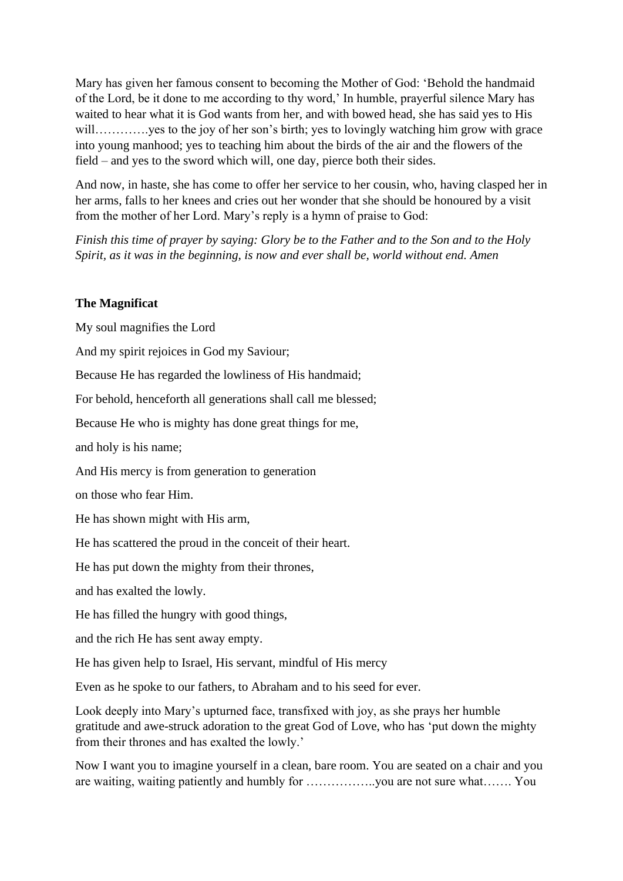Mary has given her famous consent to becoming the Mother of God: 'Behold the handmaid of the Lord, be it done to me according to thy word,' In humble, prayerful silence Mary has waited to hear what it is God wants from her, and with bowed head, she has said yes to His will………….yes to the joy of her son's birth; yes to lovingly watching him grow with grace into young manhood; yes to teaching him about the birds of the air and the flowers of the field – and yes to the sword which will, one day, pierce both their sides.

And now, in haste, she has come to offer her service to her cousin, who, having clasped her in her arms, falls to her knees and cries out her wonder that she should be honoured by a visit from the mother of her Lord. Mary's reply is a hymn of praise to God:

*Finish this time of prayer by saying: Glory be to the Father and to the Son and to the Holy Spirit, as it was in the beginning, is now and ever shall be, world without end. Amen*

**The Magnificat**

My soul magnifies the Lord

And my spirit rejoices in God my Saviour;

Because He has regarded the lowliness of His handmaid;

For behold, henceforth all generations shall call me blessed;

Because He who is mighty has done great things for me,

and holy is his name;

And His mercy is from generation to generation

on those who fear Him.

He has shown might with His arm,

He has scattered the proud in the conceit of their heart.

He has put down the mighty from their thrones,

and has exalted the lowly.

He has filled the hungry with good things,

and the rich He has sent away empty.

He has given help to Israel, His servant, mindful of His mercy

Even as he spoke to our fathers, to Abraham and to his seed for ever.

Look deeply into Mary's upturned face, transfixed with joy, as she prays her humble gratitude and awe-struck adoration to the great God of Love, who has 'put down the mighty from their thrones and has exalted the lowly.'

Now I want you to imagine yourself in a clean, bare room. You are seated on a chair and you are waiting, waiting patiently and humbly for ……………..you are not sure what……. You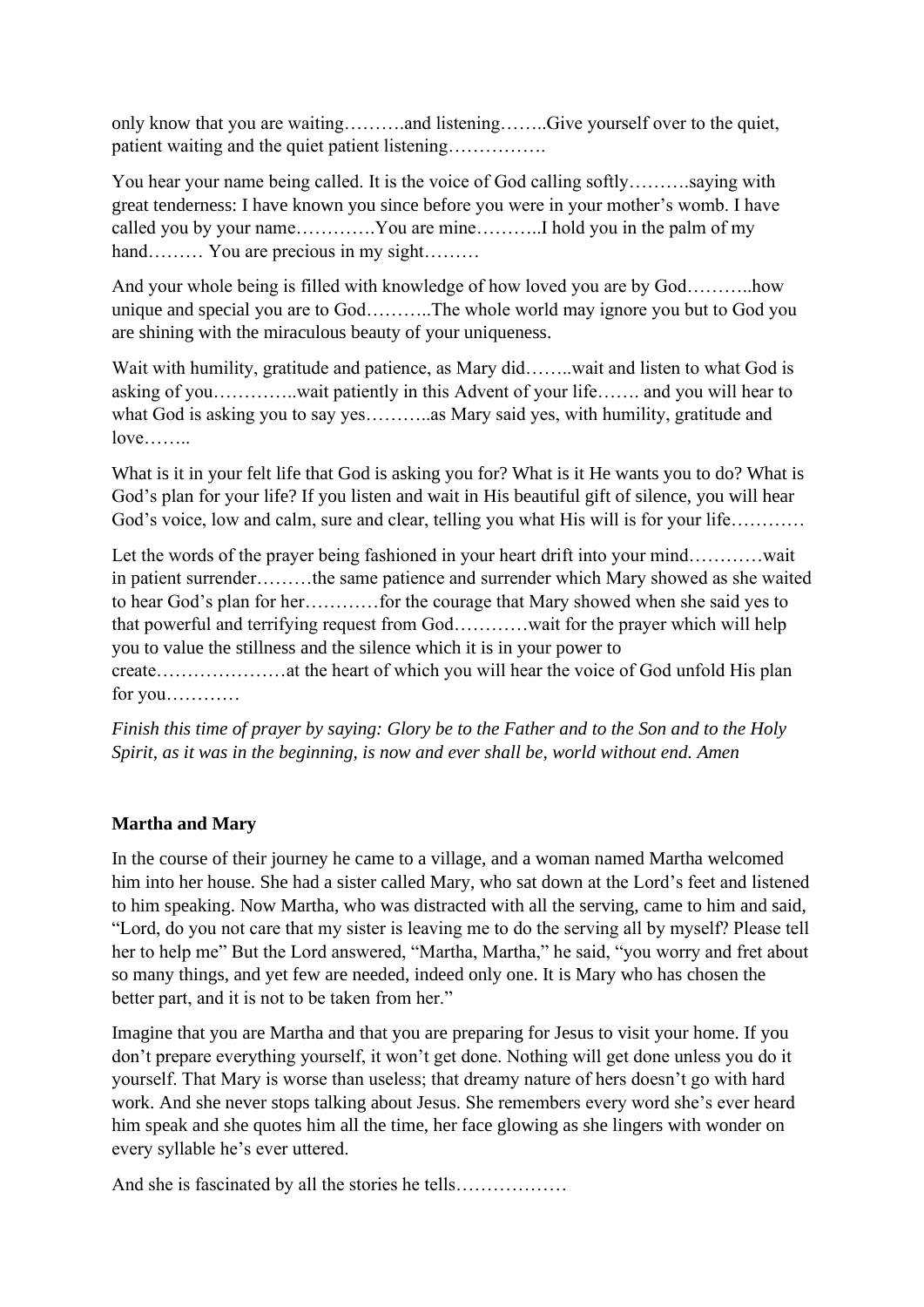only know that you are waiting……….and listening……..Give yourself over to the quiet, patient waiting and the quiet patient listening…………….

You hear your name being called. It is the voice of God calling softly……….saying with great tenderness: I have known you since before you were in your mother's womb. I have called you by your name………….You are mine………..I hold you in the palm of my hand……… You are precious in my sight………

And your whole being is filled with knowledge of how loved you are by God………..how unique and special you are to God………..The whole world may ignore you but to God you are shining with the miraculous beauty of your uniqueness.

Wait with humility, gratitude and patience, as Mary did……..wait and listen to what God is asking of you…………..wait patiently in this Advent of your life……. and you will hear to what God is asking you to say yes………..as Mary said yes, with humility, gratitude and love……..

What is it in your felt life that God is asking you for? What is it He wants you to do? What is God's plan for your life? If you listen and wait in His beautiful gift of silence, you will hear God's voice, low and calm, sure and clear, telling you what His will is for your life…………

Let the words of the prayer being fashioned in your heart drift into your mind…………wait in patient surrender………the same patience and surrender which Mary showed as she waited to hear God's plan for her…………for the courage that Mary showed when she said yes to that powerful and terrifying request from God…………wait for the prayer which will help you to value the stillness and the silence which it is in your power to create…………………at the heart of which you will hear the voice of God unfold His plan for you…………

*Finish this time of prayer by saying: Glory be to the Father and to the Son and to the Holy Spirit, as it was in the beginning, is now and ever shall be, world without end. Amen*

**Martha and Mary**

In the course of their journey he came to a village, and a woman named Martha welcomed him into her house. She had a sister called Mary, who sat down at the Lord's feet and listened to him speaking. Now Martha, who was distracted with all the serving, came to him and said, "Lord, do you not care that my sister is leaving me to do the serving all by myself? Please tell her to help me" But the Lord answered, "Martha, Martha," he said, "you worry and fret about so many things, and yet few are needed, indeed only one. It is Mary who has chosen the better part, and it is not to be taken from her."

Imagine that you are Martha and that you are preparing for Jesus to visit your home. If you don't prepare everything yourself, it won't get done. Nothing will get done unless you do it yourself. That Mary is worse than useless; that dreamy nature of hers doesn't go with hard work. And she never stops talking about Jesus. She remembers every word she's ever heard him speak and she quotes him all the time, her face glowing as she lingers with wonder on every syllable he's ever uttered.

And she is fascinated by all the stories he tells………………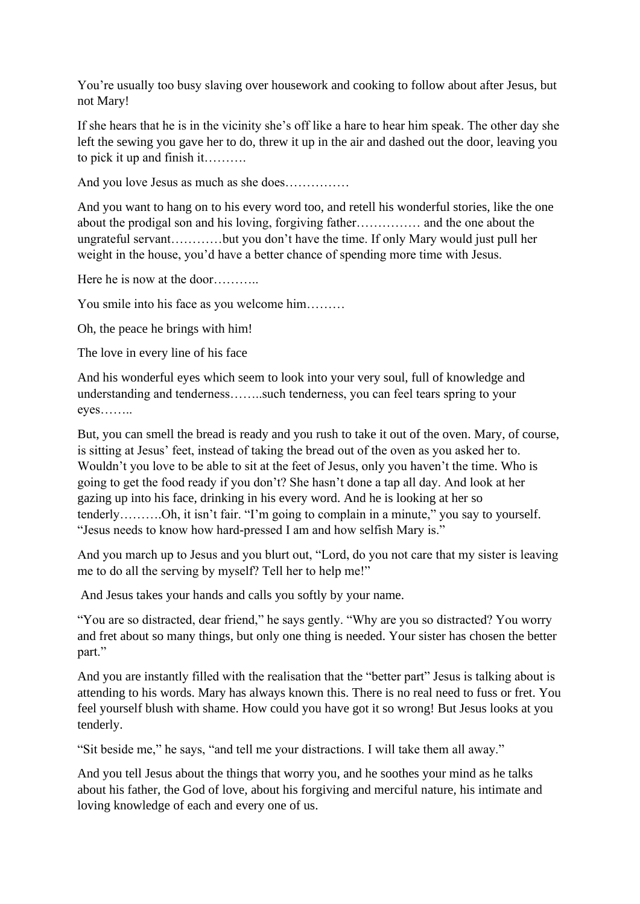You're usually too busy slaving over housework and cooking to follow about after Jesus, but not Mary!

If she hears that he is in the vicinity she's off like a hare to hear him speak. The other day she left the sewing you gave her to do, threw it up in the air and dashed out the door, leaving you to pick it up and finish it……….

And you love Jesus as much as she does……………

And you want to hang on to his every word too, and retell his wonderful stories, like the one about the prodigal son and his loving, forgiving father…………… and the one about the ungrateful servant…………but you don't have the time. If only Mary would just pull her weight in the house, you'd have a better chance of spending more time with Jesus.

Here he is now at the door………..

You smile into his face as you welcome him………

Oh, the peace he brings with him!

The love in every line of his face

And his wonderful eyes which seem to look into your very soul, full of knowledge and understanding and tenderness……..such tenderness, you can feel tears spring to your eyes……..

But, you can smell the bread is ready and you rush to take it out of the oven. Mary, of course, is sitting at Jesus' feet, instead of taking the bread out of the oven as you asked her to. Wouldn't you love to be able to sit at the feet of Jesus, only you haven't the time. Who is going to get the food ready if you don't? She hasn't done a tap all day. And look at her gazing up into his face, drinking in his every word. And he is looking at her so tenderly……….Oh, it isn't fair. "I'm going to complain in a minute," you say to yourself. "Jesus needs to know how hard-pressed I am and how selfish Mary is."

And you march up to Jesus and you blurt out, "Lord, do you not care that my sister is leaving me to do all the serving by myself? Tell her to help me!"

And Jesus takes your hands and calls you softly by your name.

"You are so distracted, dear friend," he says gently. "Why are you so distracted? You worry and fret about so many things, but only one thing is needed. Your sister has chosen the better part."

And you are instantly filled with the realisation that the "better part" Jesus is talking about is attending to his words. Mary has always known this. There is no real need to fuss or fret. You feel yourself blush with shame. How could you have got it so wrong! But Jesus looks at you tenderly.

"Sit beside me," he says, "and tell me your distractions. I will take them all away."

And you tell Jesus about the things that worry you, and he soothes your mind as he talks about his father, the God of love, about his forgiving and merciful nature, his intimate and loving knowledge of each and every one of us.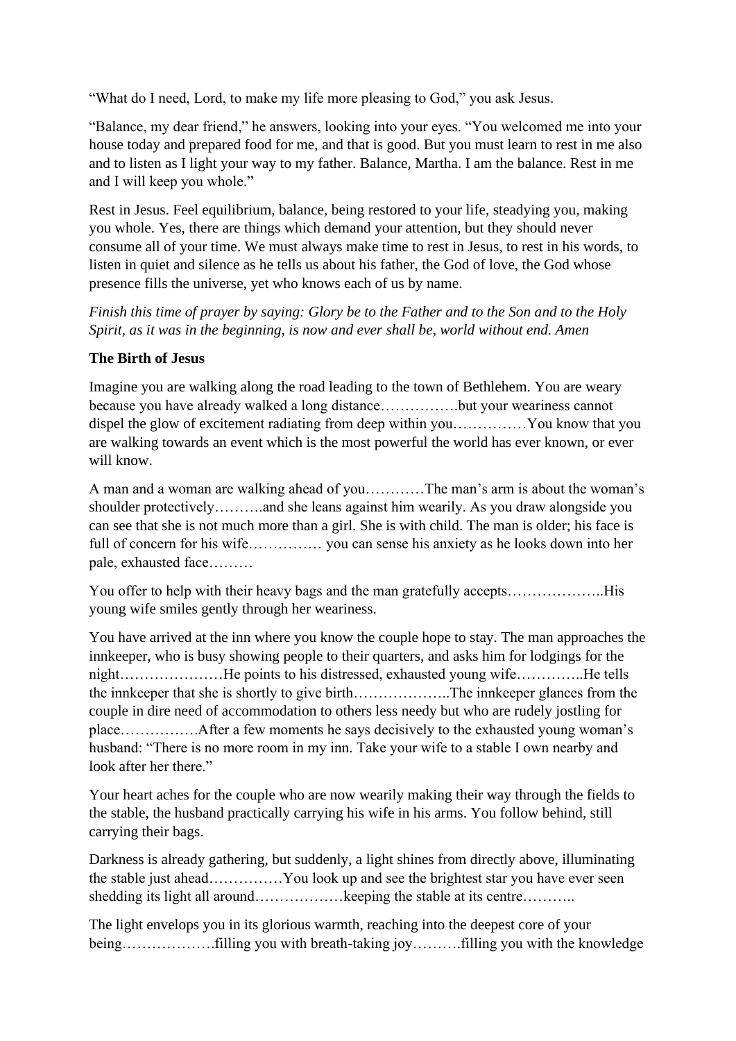"What do I need, Lord, to make my life more pleasing to God," you ask Jesus.

"Balance, my dear friend," he answers, looking into your eyes. "You welcomed me into your house today and prepared food for me, and that is good. But you must learn to rest in me also and to listen as I light your way to my father. Balance, Martha. I am the balance. Rest in me and I will keep you whole."

Rest in Jesus. Feel equilibrium, balance, being restored to your life, steadying you, making you whole. Yes, there are things which demand your attention, but they should never consume all of your time. We must always make time to rest in Jesus, to rest in his words, to listen in quiet and silence as he tells us about his father, the God of love, the God whose presence fills the universe, yet who knows each of us by name.

*Finish this time of prayer by saying: Glory be to the Father and to the Son and to the Holy Spirit, as it was in the beginning, is now and ever shall be, world without end. Amen*

**The Birth of Jesus**

Imagine you are walking along the road leading to the town of Bethlehem. You are weary because you have already walked a long distance…………….but your weariness cannot dispel the glow of excitement radiating from deep within you……………You know that you are walking towards an event which is the most powerful the world has ever known, or ever will know.

A man and a woman are walking ahead of you…………The man's arm is about the woman's shoulder protectively……….and she leans against him wearily. As you draw alongside you can see that she is not much more than a girl. She is with child. The man is older; his face is full of concern for his wife…………… you can sense his anxiety as he looks down into her pale, exhausted face………

You offer to help with their heavy bags and the man gratefully accepts………………..His young wife smiles gently through her weariness.

You have arrived at the inn where you know the couple hope to stay. The man approaches the innkeeper, who is busy showing people to their quarters, and asks him for lodgings for the night…………………He points to his distressed, exhausted young wife…………..He tells the innkeeper that she is shortly to give birth………………..The innkeeper glances from the couple in dire need of accommodation to others less needy but who are rudely jostling for place…………….After a few moments he says decisively to the exhausted young woman's husband: "There is no more room in my inn. Take your wife to a stable I own nearby and look after her there."

Your heart aches for the couple who are now wearily making their way through the fields to the stable, the husband practically carrying his wife in his arms. You follow behind, still carrying their bags.

Darkness is already gathering, but suddenly, a light shines from directly above, illuminating the stable just ahead……………You look up and see the brightest star you have ever seen shedding its light all around………………keeping the stable at its centre………..

The light envelops you in its glorious warmth, reaching into the deepest core of your being……………….filling you with breath-taking joy……….filling you with the knowledge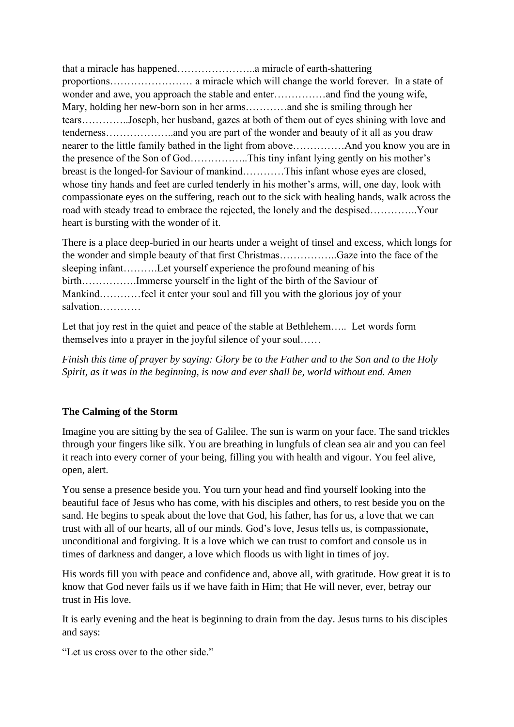that a miracle has happened…………………..a miracle of earth-shattering proportions…………………… a miracle which will change the world forever. In a state of wonder and awe, you approach the stable and enter……………and find the young wife, Mary, holding her new-born son in her arms…………and she is smiling through her tears…………..Joseph, her husband, gazes at both of them out of eyes shining with love and tenderness………………..and you are part of the wonder and beauty of it all as you draw nearer to the little family bathed in the light from above……………And you know you are in the presence of the Son of God……………..This tiny infant lying gently on his mother's breast is the longed-for Saviour of mankind…………This infant whose eyes are closed, whose tiny hands and feet are curled tenderly in his mother's arms, will, one day, look with compassionate eyes on the suffering, reach out to the sick with healing hands, walk across the road with steady tread to embrace the rejected, the lonely and the despised…………..Your heart is bursting with the wonder of it.

There is a place deep-buried in our hearts under a weight of tinsel and excess, which longs for the wonder and simple beauty of that first Christmas……………..Gaze into the face of the sleeping infant……….Let yourself experience the profound meaning of his birth…………….Immerse yourself in the light of the birth of the Saviour of Mankind…………feel it enter your soul and fill you with the glorious joy of your salvation…………

Let that joy rest in the quiet and peace of the stable at Bethlehem….. Let words form themselves into a prayer in the joyful silence of your soul……

*Finish this time of prayer by saying: Glory be to the Father and to the Son and to the Holy Spirit, as it was in the beginning, is now and ever shall be, world without end. Amen*

**The Calming of the Storm**

Imagine you are sitting by the sea of Galilee. The sun is warm on your face. The sand trickles through your fingers like silk. You are breathing in lungfuls of clean sea air and you can feel it reach into every corner of your being, filling you with health and vigour. You feel alive, open, alert.

You sense a presence beside you. You turn your head and find yourself looking into the beautiful face of Jesus who has come, with his disciples and others, to rest beside you on the sand. He begins to speak about the love that God, his father, has for us, a love that we can trust with all of our hearts, all of our minds. God's love, Jesus tells us, is compassionate, unconditional and forgiving. It is a love which we can trust to comfort and console us in times of darkness and danger, a love which floods us with light in times of joy.

His words fill you with peace and confidence and, above all, with gratitude. How great it is to know that God never fails us if we have faith in Him; that He will never, ever, betray our trust in His love.

It is early evening and the heat is beginning to drain from the day. Jesus turns to his disciples and says:

"Let us cross over to the other side."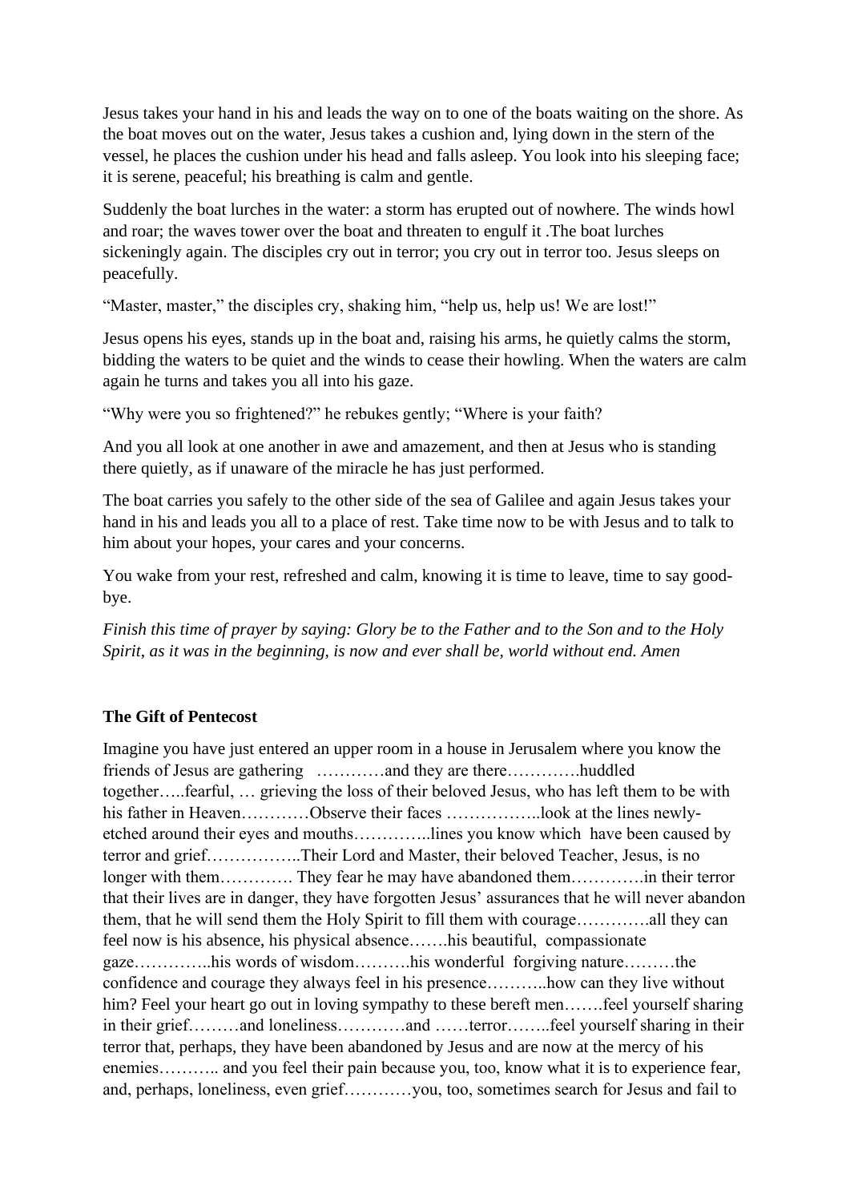Jesus takes your hand in his and leads the way on to one of the boats waiting on the shore. As the boat moves out on the water, Jesus takes a cushion and, lying down in the stern of the vessel, he places the cushion under his head and falls asleep. You look into his sleeping face; it is serene, peaceful; his breathing is calm and gentle.

Suddenly the boat lurches in the water: a storm has erupted out of nowhere. The winds howl and roar; the waves tower over the boat and threaten to engulf it .The boat lurches sickeningly again. The disciples cry out in terror; you cry out in terror too. Jesus sleeps on peacefully.

"Master, master," the disciples cry, shaking him, "help us, help us! We are lost!"

Jesus opens his eyes, stands up in the boat and, raising his arms, he quietly calms the storm, bidding the waters to be quiet and the winds to cease their howling. When the waters are calm again he turns and takes you all into his gaze.

"Why were you so frightened?" he rebukes gently; "Where is your faith?

And you all look at one another in awe and amazement, and then at Jesus who is standing there quietly, as if unaware of the miracle he has just performed.

The boat carries you safely to the other side of the sea of Galilee and again Jesus takes your hand in his and leads you all to a place of rest. Take time now to be with Jesus and to talk to him about your hopes, your cares and your concerns.

You wake from your rest, refreshed and calm, knowing it is time to leave, time to say good-bye.

*Finish this time of prayer by saying: Glory be to the Father and to the Son and to the Holy Spirit, as it was in the beginning, is now and ever shall be, world without end. Amen*

**The Gift of Pentecost**

Imagine you have just entered an upper room in a house in Jerusalem where you know the friends of Jesus are gathering …………and they are there………….huddled together…..fearful, … grieving the loss of their beloved Jesus, who has left them to be with his father in Heaven…………Observe their faces ……………..look at the lines newly-etched around their eyes and mouths…………..lines you know which have been caused by terror and grief……………..Their Lord and Master, their beloved Teacher, Jesus, is no longer with them…………. They fear he may have abandoned them………….in their terror that their lives are in danger, they have forgotten Jesus' assurances that he will never abandon them, that he will send them the Holy Spirit to fill them with courage………….all they can feel now is his absence, his physical absence…….his beautiful, compassionate gaze…………..his words of wisdom……….his wonderful forgiving nature………the confidence and courage they always feel in his presence………..how can they live without him? Feel your heart go out in loving sympathy to these bereft men…….feel yourself sharing in their grief………and loneliness…………and ……terror……..feel yourself sharing in their terror that, perhaps, they have been abandoned by Jesus and are now at the mercy of his enemies……….. and you feel their pain because you, too, know what it is to experience fear, and, perhaps, loneliness, even grief…………you, too, sometimes search for Jesus and fail to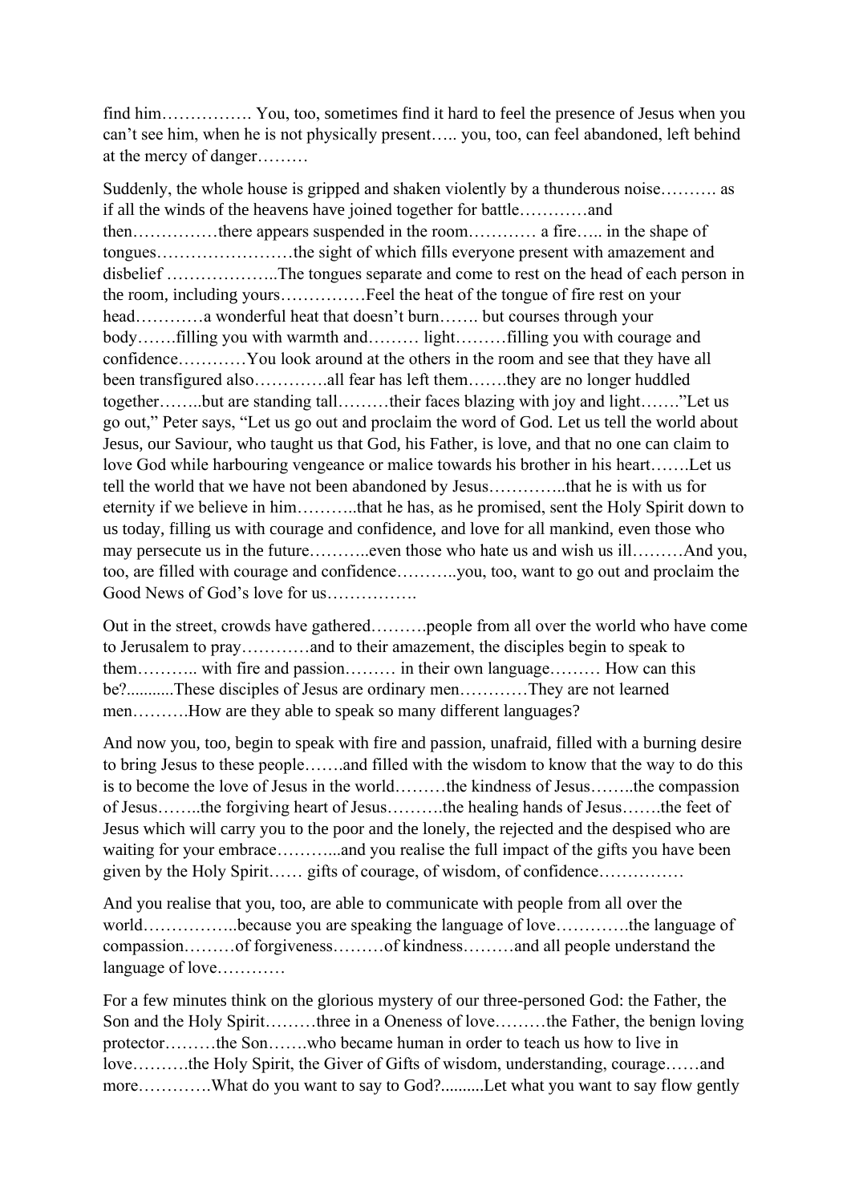find him……………. You, too, sometimes find it hard to feel the presence of Jesus when you can't see him, when he is not physically present….. you, too, can feel abandoned, left behind at the mercy of danger………

Suddenly, the whole house is gripped and shaken violently by a thunderous noise………. as if all the winds of the heavens have joined together for battle…………and then……………there appears suspended in the room………… a fire….. in the shape of tongues……………………the sight of which fills everyone present with amazement and disbelief ………………..The tongues separate and come to rest on the head of each person in the room, including yours……………Feel the heat of the tongue of fire rest on your head…………a wonderful heat that doesn't burn……. but courses through your body…….filling you with warmth and……… light………filling you with courage and confidence…………You look around at the others in the room and see that they have all been transfigured also………….all fear has left them…….they are no longer huddled together……..but are standing tall………their faces blazing with joy and light…….”Let us go out,” Peter says, “Let us go out and proclaim the word of God. Let us tell the world about Jesus, our Saviour, who taught us that God, his Father, is love, and that no one can claim to love God while harbouring vengeance or malice towards his brother in his heart…….Let us tell the world that we have not been abandoned by Jesus…………..that he is with us for eternity if we believe in him………..that he has, as he promised, sent the Holy Spirit down to us today, filling us with courage and confidence, and love for all mankind, even those who may persecute us in the future………..even those who hate us and wish us ill………And you, too, are filled with courage and confidence………..you, too, want to go out and proclaim the Good News of God's love for us…………….

Out in the street, crowds have gathered……….people from all over the world who have come to Jerusalem to pray…………and to their amazement, the disciples begin to speak to them……….. with fire and passion……… in their own language……… How can this be?..........These disciples of Jesus are ordinary men…………They are not learned men……….How are they able to speak so many different languages?

And now you, too, begin to speak with fire and passion, unafraid, filled with a burning desire to bring Jesus to these people…….and filled with the wisdom to know that the way to do this is to become the love of Jesus in the world………the kindness of Jesus……..the compassion of Jesus……..the forgiving heart of Jesus……….the healing hands of Jesus…….the feet of Jesus which will carry you to the poor and the lonely, the rejected and the despised who are waiting for your embrace………...and you realise the full impact of the gifts you have been given by the Holy Spirit…… gifts of courage, of wisdom, of confidence……………

And you realise that you, too, are able to communicate with people from all over the world……………..because you are speaking the language of love………….the language of compassion………of forgiveness………of kindness………and all people understand the language of love…………

For a few minutes think on the glorious mystery of our three-personed God: the Father, the Son and the Holy Spirit………three in a Oneness of love………the Father, the benign loving protector………the Son…….who became human in order to teach us how to live in love……….the Holy Spirit, the Giver of Gifts of wisdom, understanding, courage……and more………….What do you want to say to God?..........Let what you want to say flow gently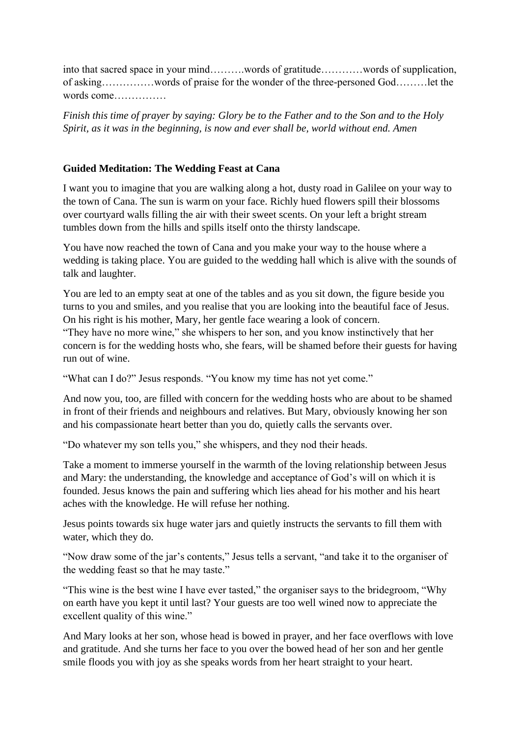into that sacred space in your mind……….words of gratitude…………words of supplication, of asking……………words of praise for the wonder of the three-personed God………let the words come……………

*Finish this time of prayer by saying: Glory be to the Father and to the Son and to the Holy Spirit, as it was in the beginning, is now and ever shall be, world without end. Amen*

**Guided Meditation: The Wedding Feast at Cana**

I want you to imagine that you are walking along a hot, dusty road in Galilee on your way to the town of Cana. The sun is warm on your face. Richly hued flowers spill their blossoms over courtyard walls filling the air with their sweet scents. On your left a bright stream tumbles down from the hills and spills itself onto the thirsty landscape.

You have now reached the town of Cana and you make your way to the house where a wedding is taking place. You are guided to the wedding hall which is alive with the sounds of talk and laughter.

You are led to an empty seat at one of the tables and as you sit down, the figure beside you turns to you and smiles, and you realise that you are looking into the beautiful face of Jesus. On his right is his mother, Mary, her gentle face wearing a look of concern.
"They have no more wine," she whispers to her son, and you know instinctively that her concern is for the wedding hosts who, she fears, will be shamed before their guests for having run out of wine.

"What can I do?" Jesus responds. "You know my time has not yet come."

And now you, too, are filled with concern for the wedding hosts who are about to be shamed in front of their friends and neighbours and relatives. But Mary, obviously knowing her son and his compassionate heart better than you do, quietly calls the servants over.

"Do whatever my son tells you," she whispers, and they nod their heads.

Take a moment to immerse yourself in the warmth of the loving relationship between Jesus and Mary: the understanding, the knowledge and acceptance of God's will on which it is founded. Jesus knows the pain and suffering which lies ahead for his mother and his heart aches with the knowledge. He will refuse her nothing.

Jesus points towards six huge water jars and quietly instructs the servants to fill them with water, which they do.

"Now draw some of the jar's contents," Jesus tells a servant, "and take it to the organiser of the wedding feast so that he may taste."

"This wine is the best wine I have ever tasted," the organiser says to the bridegroom, "Why on earth have you kept it until last? Your guests are too well wined now to appreciate the excellent quality of this wine."

And Mary looks at her son, whose head is bowed in prayer, and her face overflows with love and gratitude. And she turns her face to you over the bowed head of her son and her gentle smile floods you with joy as she speaks words from her heart straight to your heart.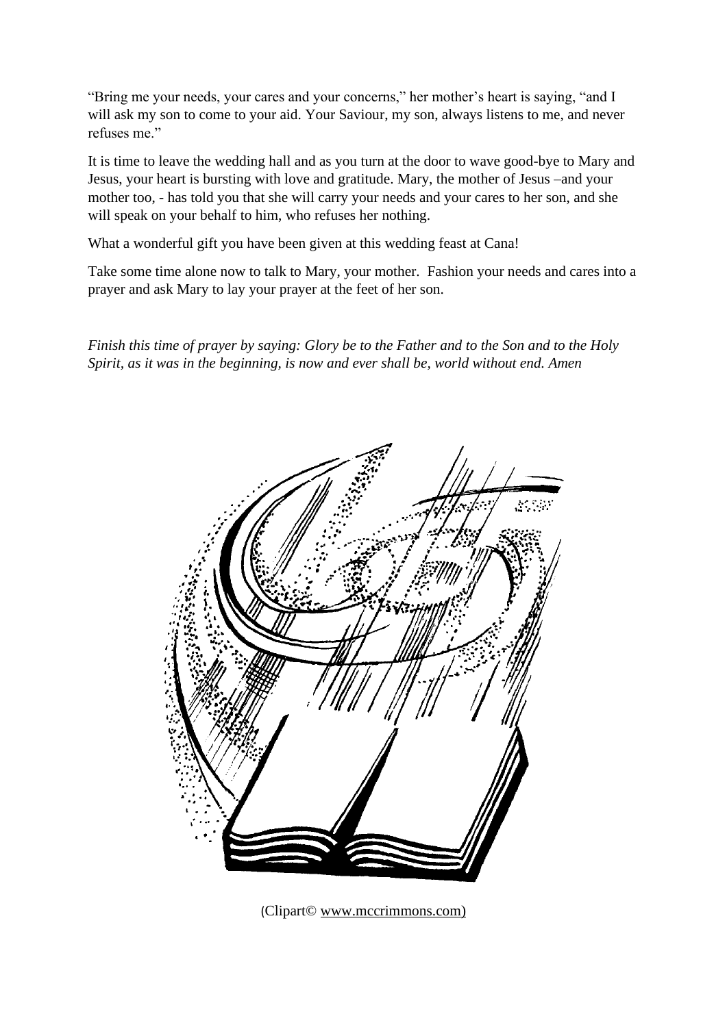"Bring me your needs, your cares and your concerns," her mother's heart is saying, "and I will ask my son to come to your aid. Your Saviour, my son, always listens to me, and never refuses me."

It is time to leave the wedding hall and as you turn at the door to wave good-bye to Mary and Jesus, your heart is bursting with love and gratitude. Mary, the mother of Jesus –and your mother too, - has told you that she will carry your needs and your cares to her son, and she will speak on your behalf to him, who refuses her nothing.

What a wonderful gift you have been given at this wedding feast at Cana!

Take some time alone now to talk to Mary, your mother. Fashion your needs and cares into a prayer and ask Mary to lay your prayer at the feet of her son.

*Finish this time of prayer by saying: Glory be to the Father and to the Son and to the Holy Spirit, as it was in the beginning, is now and ever shall be, world without end. Amen*

(Clipart© www.mccrimmons.com)